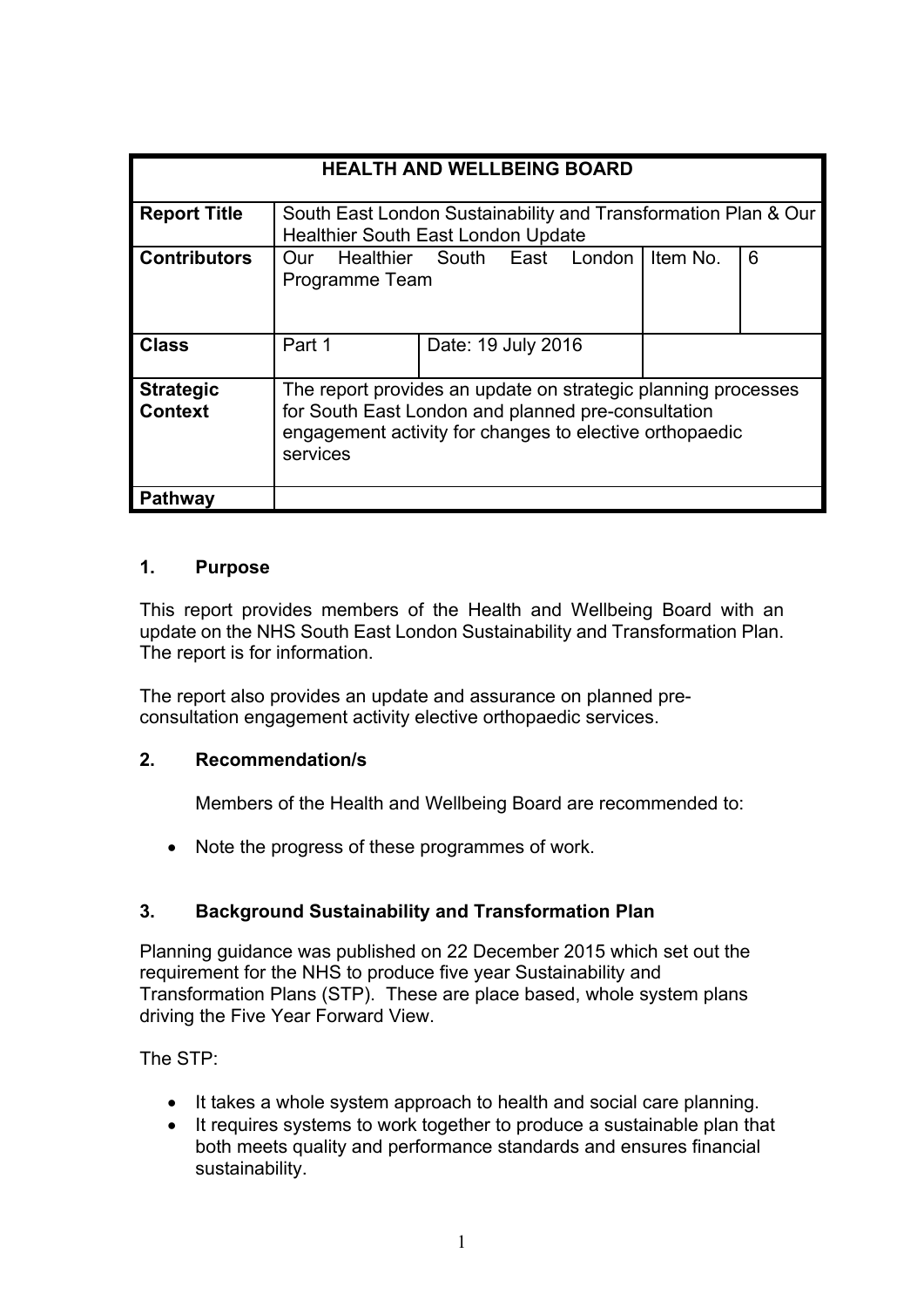| HEALTH AND WELLBEING BOARD | | | | |
|---|---|---|---|---|
| **Report Title** | South East London Sustainability and Transformation Plan & Our Healthier South East London Update | | | |
| **Contributors** | Our Healthier South East London Programme Team | | Item No. | 6 |
| **Class** | Part 1 | Date: 19 July 2016 | | |
| **Strategic Context** | The report provides an update on strategic planning processes for South East London and planned pre-consultation engagement activity for changes to elective orthopaedic services | | | |
| **Pathway** | | | | |

## 1. Purpose

This report provides members of the Health and Wellbeing Board with an update on the NHS South East London Sustainability and Transformation Plan. The report is for information.

The report also provides an update and assurance on planned pre-consultation engagement activity elective orthopaedic services.

## 2. Recommendation/s

Members of the Health and Wellbeing Board are recommended to:

- Note the progress of these programmes of work.

## 3. Background Sustainability and Transformation Plan

Planning guidance was published on 22 December 2015 which set out the requirement for the NHS to produce five year Sustainability and Transformation Plans (STP). These are place based, whole system plans driving the Five Year Forward View.

The STP:

- It takes a whole system approach to health and social care planning.
- It requires systems to work together to produce a sustainable plan that both meets quality and performance standards and ensures financial sustainability.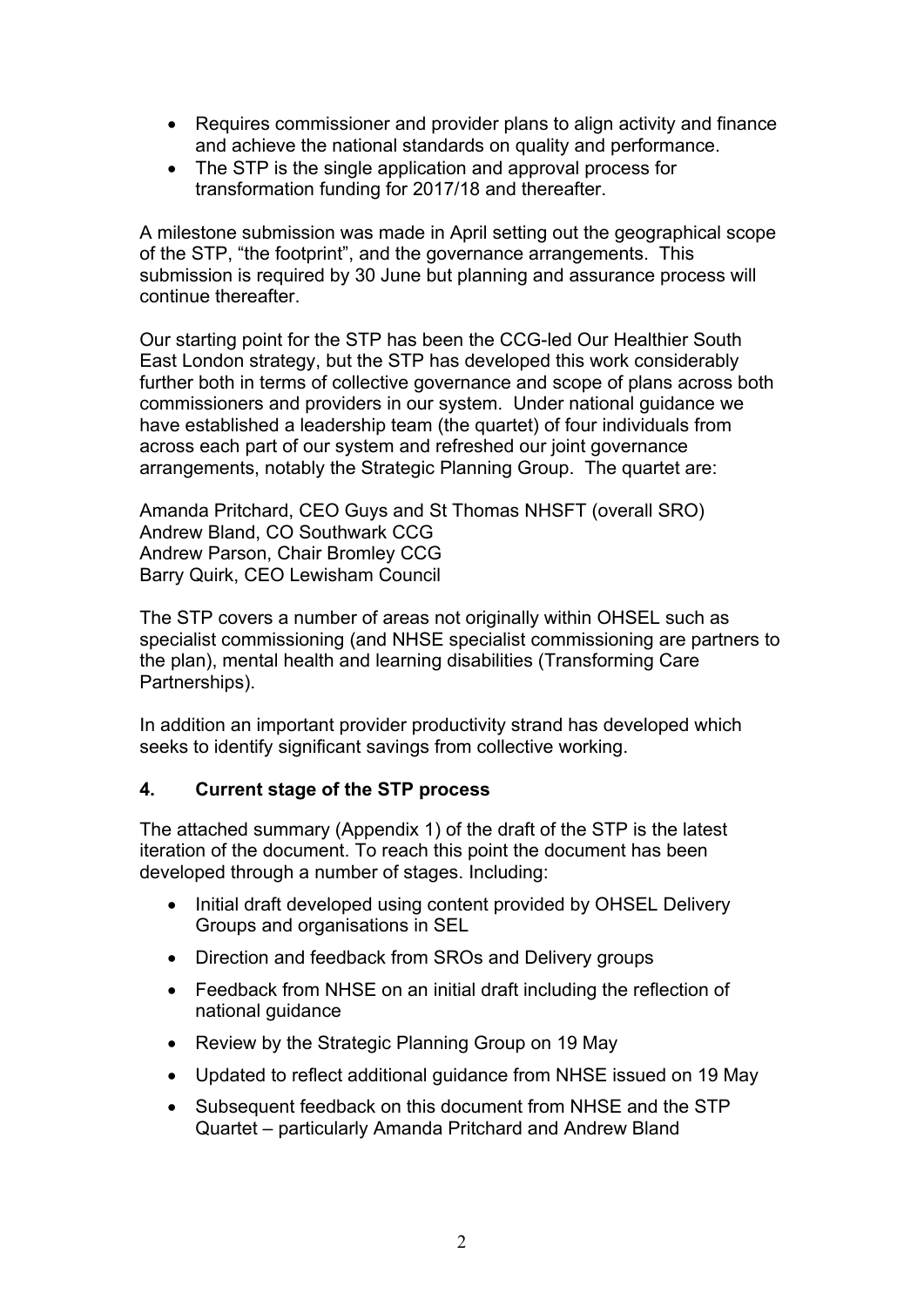- Requires commissioner and provider plans to align activity and finance and achieve the national standards on quality and performance.
- The STP is the single application and approval process for transformation funding for 2017/18 and thereafter.

A milestone submission was made in April setting out the geographical scope of the STP, "the footprint", and the governance arrangements. This submission is required by 30 June but planning and assurance process will continue thereafter.

Our starting point for the STP has been the CCG-led Our Healthier South East London strategy, but the STP has developed this work considerably further both in terms of collective governance and scope of plans across both commissioners and providers in our system. Under national guidance we have established a leadership team (the quartet) of four individuals from across each part of our system and refreshed our joint governance arrangements, notably the Strategic Planning Group. The quartet are:

Amanda Pritchard, CEO Guys and St Thomas NHSFT (overall SRO)
Andrew Bland, CO Southwark CCG
Andrew Parson, Chair Bromley CCG
Barry Quirk, CEO Lewisham Council

The STP covers a number of areas not originally within OHSEL such as specialist commissioning (and NHSE specialist commissioning are partners to the plan), mental health and learning disabilities (Transforming Care Partnerships).

In addition an important provider productivity strand has developed which seeks to identify significant savings from collective working.

## 4. Current stage of the STP process

The attached summary (Appendix 1) of the draft of the STP is the latest iteration of the document. To reach this point the document has been developed through a number of stages. Including:

- Initial draft developed using content provided by OHSEL Delivery Groups and organisations in SEL
- Direction and feedback from SROs and Delivery groups
- Feedback from NHSE on an initial draft including the reflection of national guidance
- Review by the Strategic Planning Group on 19 May
- Updated to reflect additional guidance from NHSE issued on 19 May
- Subsequent feedback on this document from NHSE and the STP Quartet – particularly Amanda Pritchard and Andrew Bland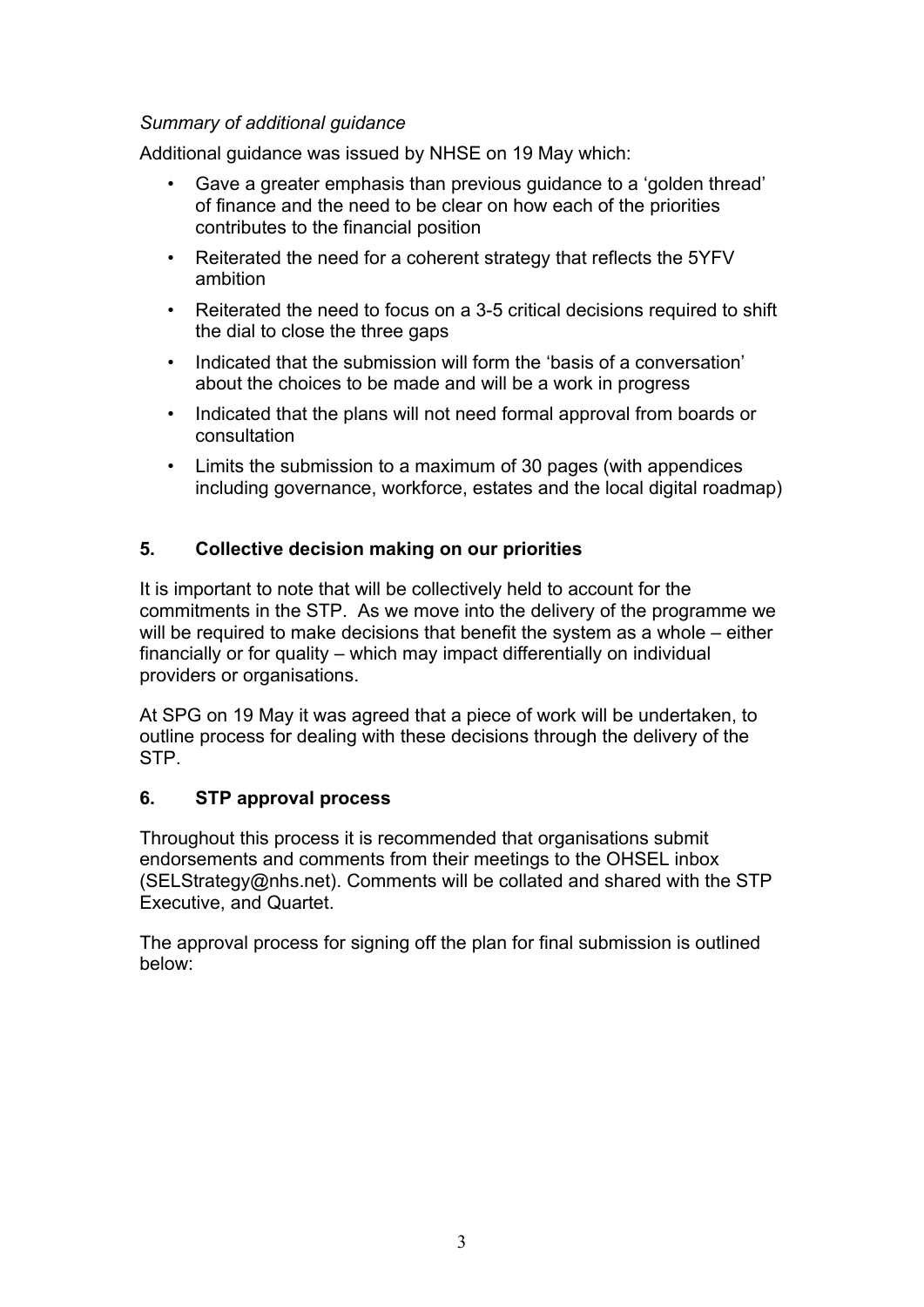*Summary of additional guidance*

Additional guidance was issued by NHSE on 19 May which:

- Gave a greater emphasis than previous guidance to a 'golden thread' of finance and the need to be clear on how each of the priorities contributes to the financial position
- Reiterated the need for a coherent strategy that reflects the 5YFV ambition
- Reiterated the need to focus on a 3-5 critical decisions required to shift the dial to close the three gaps
- Indicated that the submission will form the 'basis of a conversation' about the choices to be made and will be a work in progress
- Indicated that the plans will not need formal approval from boards or consultation
- Limits the submission to a maximum of 30 pages (with appendices including governance, workforce, estates and the local digital roadmap)

## 5. Collective decision making on our priorities

It is important to note that will be collectively held to account for the commitments in the STP. As we move into the delivery of the programme we will be required to make decisions that benefit the system as a whole – either financially or for quality – which may impact differentially on individual providers or organisations.

At SPG on 19 May it was agreed that a piece of work will be undertaken, to outline process for dealing with these decisions through the delivery of the STP.

## 6. STP approval process

Throughout this process it is recommended that organisations submit endorsements and comments from their meetings to the OHSEL inbox (SELStrategy@nhs.net). Comments will be collated and shared with the STP Executive, and Quartet.

The approval process for signing off the plan for final submission is outlined below: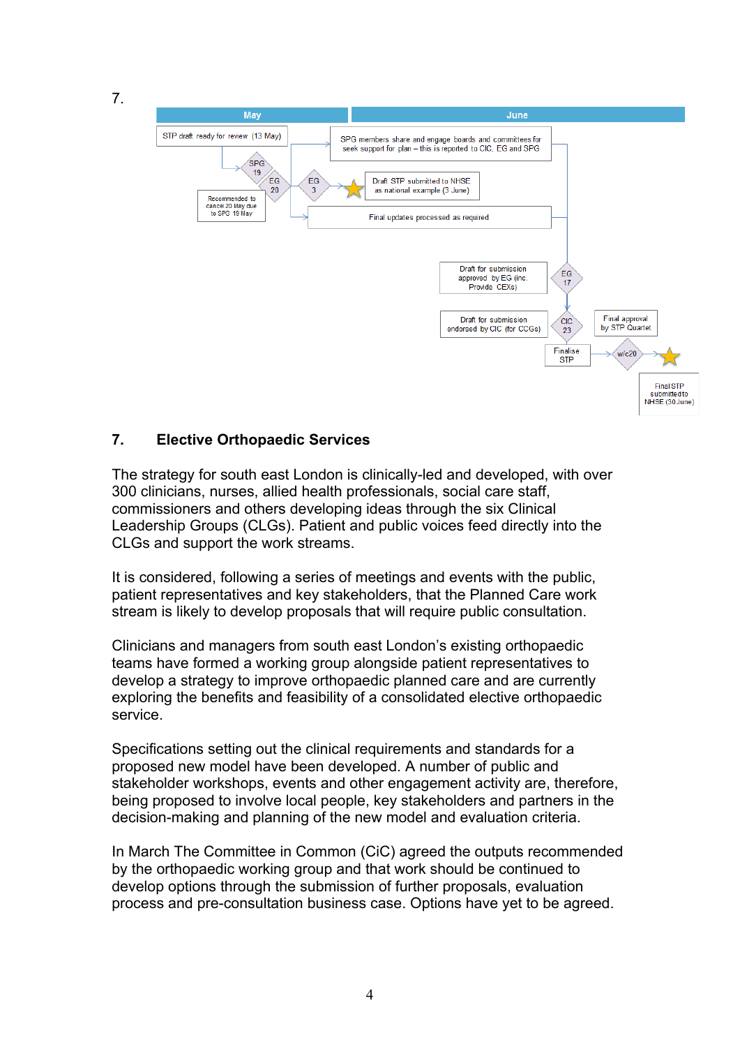7.

| May | June |
|---|---|
| STP draft ready for review (13 May) | SPG members share and engage boards and committees for seek support for plan – this is reported to CIC, EG and SPG |
| SPG 19 | Draft STP submitted to NHSE as national example (3 June) |
| EG 20 | Final updates processed as required |
| Recommended to cancel 20 May due to SPG 19 May | Draft for submission approved by EG (inc. Provide CEXs) – EG 17 |
| EG 3 | Draft for submission endorsed by CIC (for CCGs) – CIC 23 |
| | Final approval by STP Quartet |
| | Finalise STP – w/c20 |
| | Final STP submitted to NHSE (30 June) |

## 7. Elective Orthopaedic Services

The strategy for south east London is clinically-led and developed, with over 300 clinicians, nurses, allied health professionals, social care staff, commissioners and others developing ideas through the six Clinical Leadership Groups (CLGs). Patient and public voices feed directly into the CLGs and support the work streams.

It is considered, following a series of meetings and events with the public, patient representatives and key stakeholders, that the Planned Care work stream is likely to develop proposals that will require public consultation.

Clinicians and managers from south east London's existing orthopaedic teams have formed a working group alongside patient representatives to develop a strategy to improve orthopaedic planned care and are currently exploring the benefits and feasibility of a consolidated elective orthopaedic service.

Specifications setting out the clinical requirements and standards for a proposed new model have been developed. A number of public and stakeholder workshops, events and other engagement activity are, therefore, being proposed to involve local people, key stakeholders and partners in the decision-making and planning of the new model and evaluation criteria.

In March The Committee in Common (CiC) agreed the outputs recommended by the orthopaedic working group and that work should be continued to develop options through the submission of further proposals, evaluation process and pre-consultation business case. Options have yet to be agreed.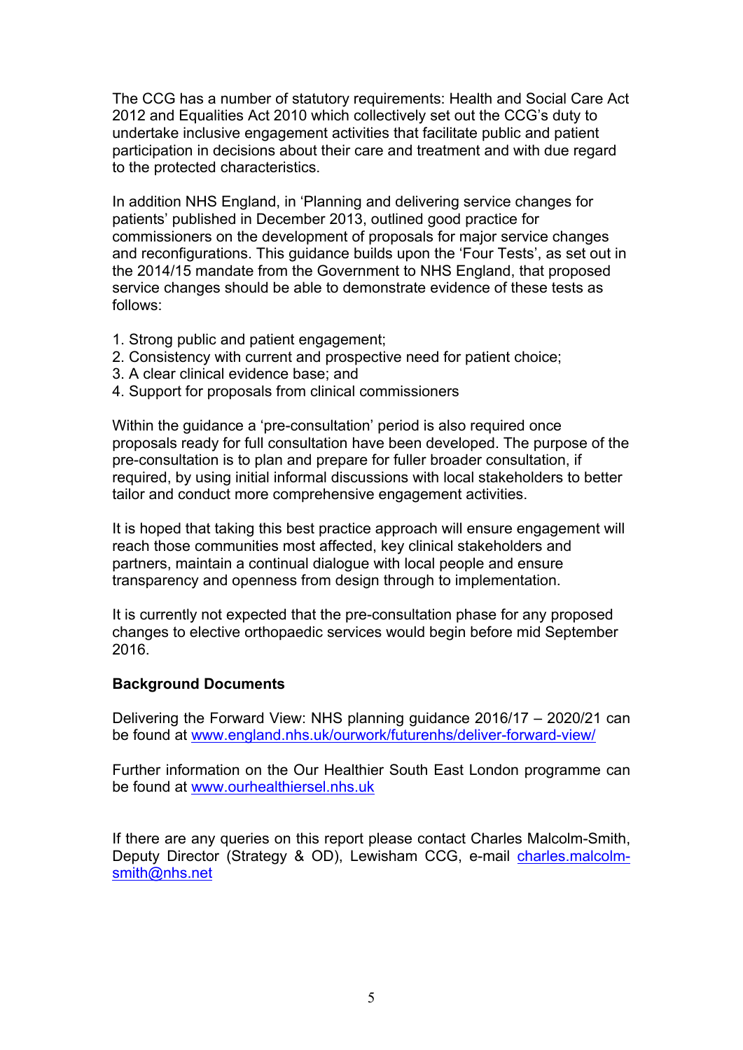The CCG has a number of statutory requirements: Health and Social Care Act 2012 and Equalities Act 2010 which collectively set out the CCG's duty to undertake inclusive engagement activities that facilitate public and patient participation in decisions about their care and treatment and with due regard to the protected characteristics.

In addition NHS England, in 'Planning and delivering service changes for patients' published in December 2013, outlined good practice for commissioners on the development of proposals for major service changes and reconfigurations. This guidance builds upon the 'Four Tests', as set out in the 2014/15 mandate from the Government to NHS England, that proposed service changes should be able to demonstrate evidence of these tests as follows:

1. Strong public and patient engagement;
2. Consistency with current and prospective need for patient choice;
3. A clear clinical evidence base; and
4. Support for proposals from clinical commissioners

Within the guidance a 'pre-consultation' period is also required once proposals ready for full consultation have been developed. The purpose of the pre-consultation is to plan and prepare for fuller broader consultation, if required, by using initial informal discussions with local stakeholders to better tailor and conduct more comprehensive engagement activities.

It is hoped that taking this best practice approach will ensure engagement will reach those communities most affected, key clinical stakeholders and partners, maintain a continual dialogue with local people and ensure transparency and openness from design through to implementation.

It is currently not expected that the pre-consultation phase for any proposed changes to elective orthopaedic services would begin before mid September 2016.

**Background Documents**

Delivering the Forward View: NHS planning guidance 2016/17 – 2020/21 can be found at www.england.nhs.uk/ourwork/futurenhs/deliver-forward-view/

Further information on the Our Healthier South East London programme can be found at www.ourhealthiersel.nhs.uk

If there are any queries on this report please contact Charles Malcolm-Smith, Deputy Director (Strategy & OD), Lewisham CCG, e-mail charles.malcolm-smith@nhs.net